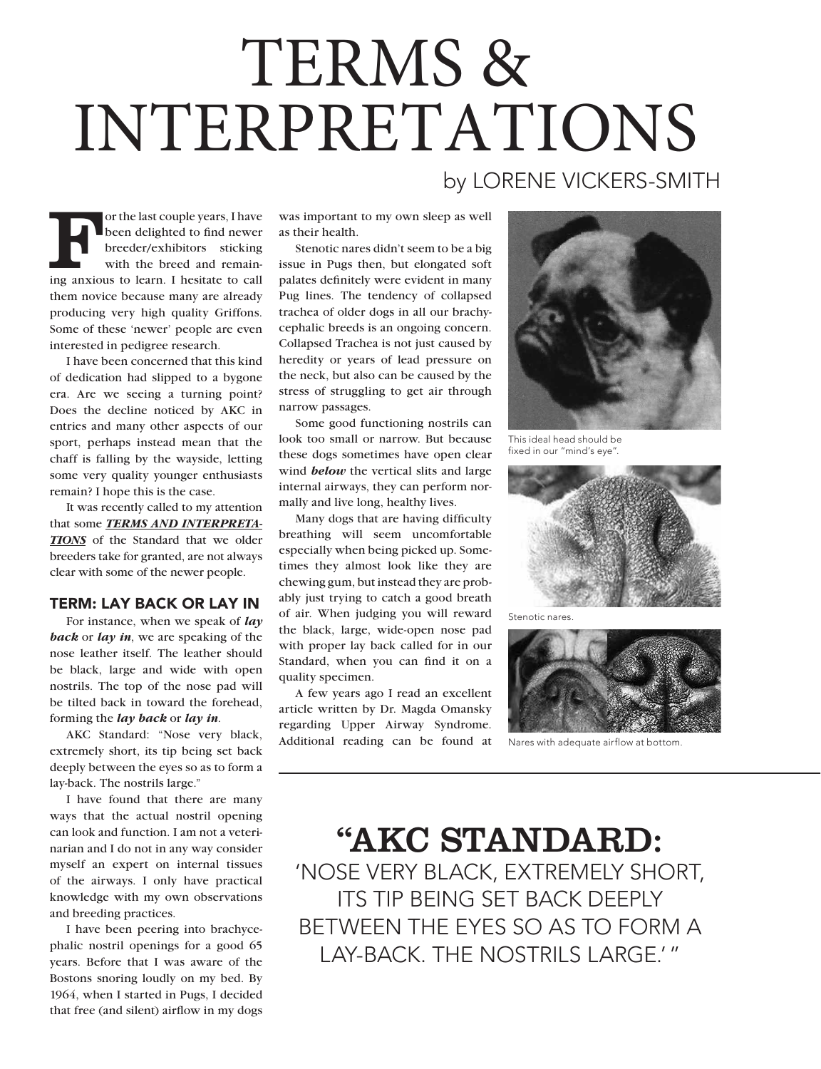# TERMS & INTERPRETATIONS

by LORENE VICKERS-SMITH

For the last couple years, I have been delighted to find newer breeder/exhibitors sticking with the breed and remaining anxious to learn. I hesitate to call them novice because many are already producing very high quality Griffons. Some of these 'newer' people are even interested in pedigree research.

I have been concerned that this kind of dedication had slipped to a bygone era. Are we seeing a turning point? Does the decline noticed by AKC in entries and many other aspects of our sport, perhaps instead mean that the chaff is falling by the wayside, letting some very quality younger enthusiasts remain? I hope this is the case.

It was recently called to my attention that some ***TERMS AND INTERPRETATIONS*** of the Standard that we older breeders take for granted, are not always clear with some of the newer people.

## TERM: LAY BACK OR LAY IN

For instance, when we speak of ***lay back*** or ***lay in***, we are speaking of the nose leather itself. The leather should be black, large and wide with open nostrils. The top of the nose pad will be tilted back in toward the forehead, forming the ***lay back*** or ***lay in***.

AKC Standard: "Nose very black, extremely short, its tip being set back deeply between the eyes so as to form a lay-back. The nostrils large."

I have found that there are many ways that the actual nostril opening can look and function. I am not a veterinarian and I do not in any way consider myself an expert on internal tissues of the airways. I only have practical knowledge with my own observations and breeding practices.

I have been peering into brachycephalic nostril openings for a good 65 years. Before that I was aware of the Bostons snoring loudly on my bed. By 1964, when I started in Pugs, I decided that free (and silent) airflow in my dogs was important to my own sleep as well as their health.

Stenotic nares didn't seem to be a big issue in Pugs then, but elongated soft palates definitely were evident in many Pug lines. The tendency of collapsed trachea of older dogs in all our brachycephalic breeds is an ongoing concern. Collapsed Trachea is not just caused by heredity or years of lead pressure on the neck, but also can be caused by the stress of struggling to get air through narrow passages.

Some good functioning nostrils can look too small or narrow. But because these dogs sometimes have open clear wind ***below*** the vertical slits and large internal airways, they can perform normally and live long, healthy lives.

Many dogs that are having difficulty breathing will seem uncomfortable especially when being picked up. Sometimes they almost look like they are chewing gum, but instead they are probably just trying to catch a good breath of air. When judging you will reward the black, large, wide-open nose pad with proper lay back called for in our Standard, when you can find it on a quality specimen.

A few years ago I read an excellent article written by Dr. Magda Omansky regarding Upper Airway Syndrome. Additional reading can be found at

This ideal head should be fixed in our "mind's eye".

Stenotic nares.

Nares with adequate airflow at bottom.

> **"AKC STANDARD:**
> 'NOSE VERY BLACK, EXTREMELY SHORT, ITS TIP BEING SET BACK DEEPLY BETWEEN THE EYES SO AS TO FORM A LAY-BACK. THE NOSTRILS LARGE.' "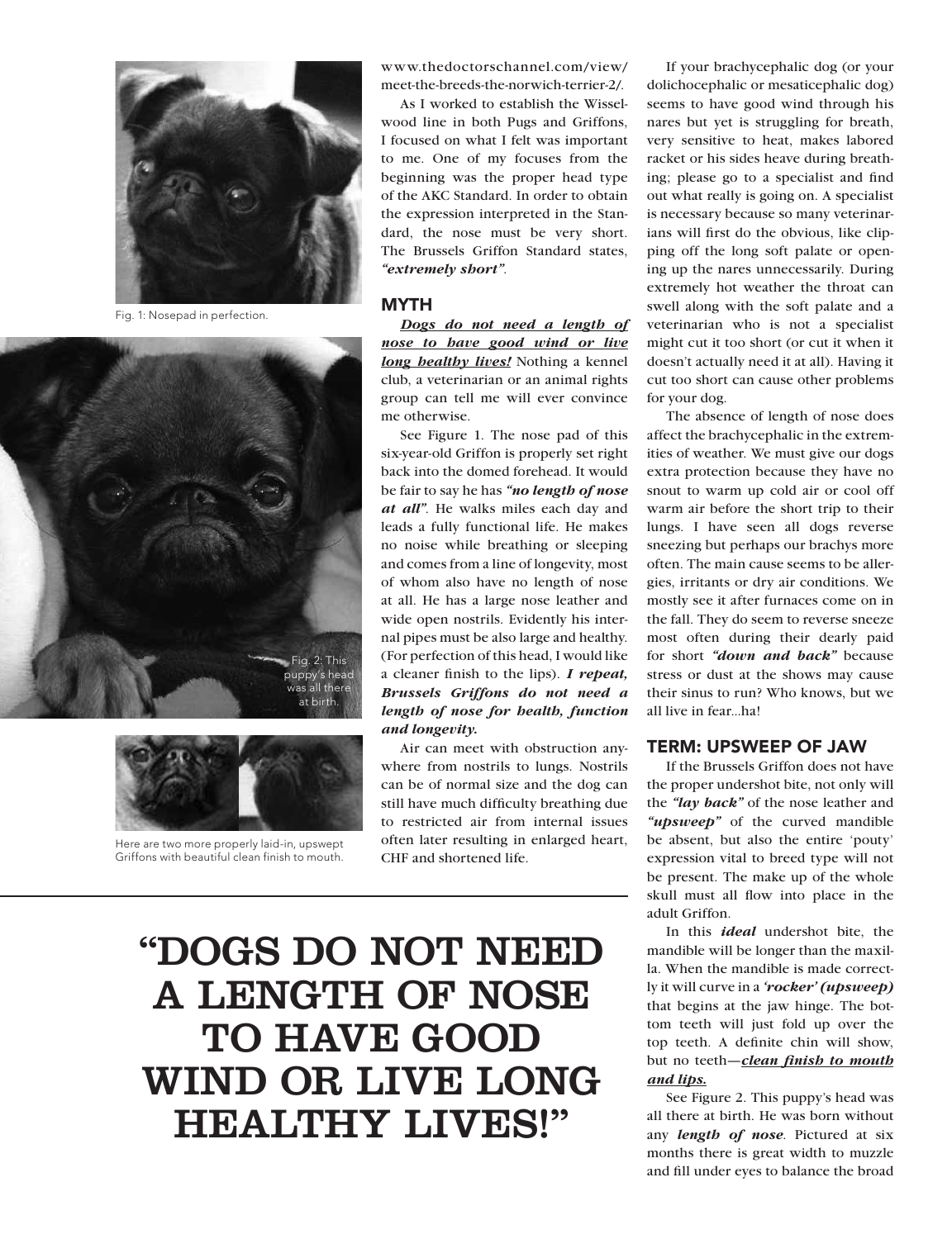Fig. 1: Nosepad in perfection.

Fig. 2: This puppy's head was all there at birth.

Here are two more properly laid-in, upswept Griffons with beautiful clean finish to mouth.

www.thedoctorschannel.com/view/meet-the-breeds-the-norwich-terrier-2/.

As I worked to establish the Wisselwood line in both Pugs and Griffons, I focused on what I felt was important to me. One of my focuses from the beginning was the proper head type of the AKC Standard. In order to obtain the expression interpreted in the Standard, the nose must be very short. The Brussels Griffon Standard states, ***"extremely short"***.

## MYTH

***Dogs do not need a length of nose to have good wind or live long healthy lives!*** Nothing a kennel club, a veterinarian or an animal rights group can tell me will ever convince me otherwise.

See Figure 1. The nose pad of this six-year-old Griffon is properly set right back into the domed forehead. It would be fair to say he has ***"no length of nose at all"***. He walks miles each day and leads a fully functional life. He makes no noise while breathing or sleeping and comes from a line of longevity, most of whom also have no length of nose at all. He has a large nose leather and wide open nostrils. Evidently his internal pipes must be also large and healthy. (For perfection of this head, I would like a cleaner finish to the lips). ***I repeat, Brussels Griffons do not need a length of nose for health, function and longevity.***

Air can meet with obstruction anywhere from nostrils to lungs. Nostrils can be of normal size and the dog can still have much difficulty breathing due to restricted air from internal issues often later resulting in enlarged heart, CHF and shortened life.

# "DOGS DO NOT NEED A LENGTH OF NOSE TO HAVE GOOD WIND OR LIVE LONG HEALTHY LIVES!"

If your brachycephalic dog (or your dolichocephalic or mesaticephalic dog) seems to have good wind through his nares but yet is struggling for breath, very sensitive to heat, makes labored racket or his sides heave during breathing; please go to a specialist and find out what really is going on. A specialist is necessary because so many veterinarians will first do the obvious, like clipping off the long soft palate or opening up the nares unnecessarily. During extremely hot weather the throat can swell along with the soft palate and a veterinarian who is not a specialist might cut it too short (or cut it when it doesn't actually need it at all). Having it cut too short can cause other problems for your dog.

The absence of length of nose does affect the brachycephalic in the extremities of weather. We must give our dogs extra protection because they have no snout to warm up cold air or cool off warm air before the short trip to their lungs. I have seen all dogs reverse sneezing but perhaps our brachys more often. The main cause seems to be allergies, irritants or dry air conditions. We mostly see it after furnaces come on in the fall. They do seem to reverse sneeze most often during their dearly paid for short ***"down and back"*** because stress or dust at the shows may cause their sinus to run? Who knows, but we all live in fear...ha!

## TERM: UPSWEEP OF JAW

If the Brussels Griffon does not have the proper undershot bite, not only will the ***"lay back"*** of the nose leather and ***"upsweep"*** of the curved mandible be absent, but also the entire 'pouty' expression vital to breed type will not be present. The make up of the whole skull must all flow into place in the adult Griffon.

In this ***ideal*** undershot bite, the mandible will be longer than the maxilla. When the mandible is made correctly it will curve in a ***'rocker' (upsweep)*** that begins at the jaw hinge. The bottom teeth will just fold up over the top teeth. A definite chin will show, but no teeth—***clean finish to mouth and lips.***

See Figure 2. This puppy's head was all there at birth. He was born without any ***length of nose***. Pictured at six months there is great width to muzzle and fill under eyes to balance the broad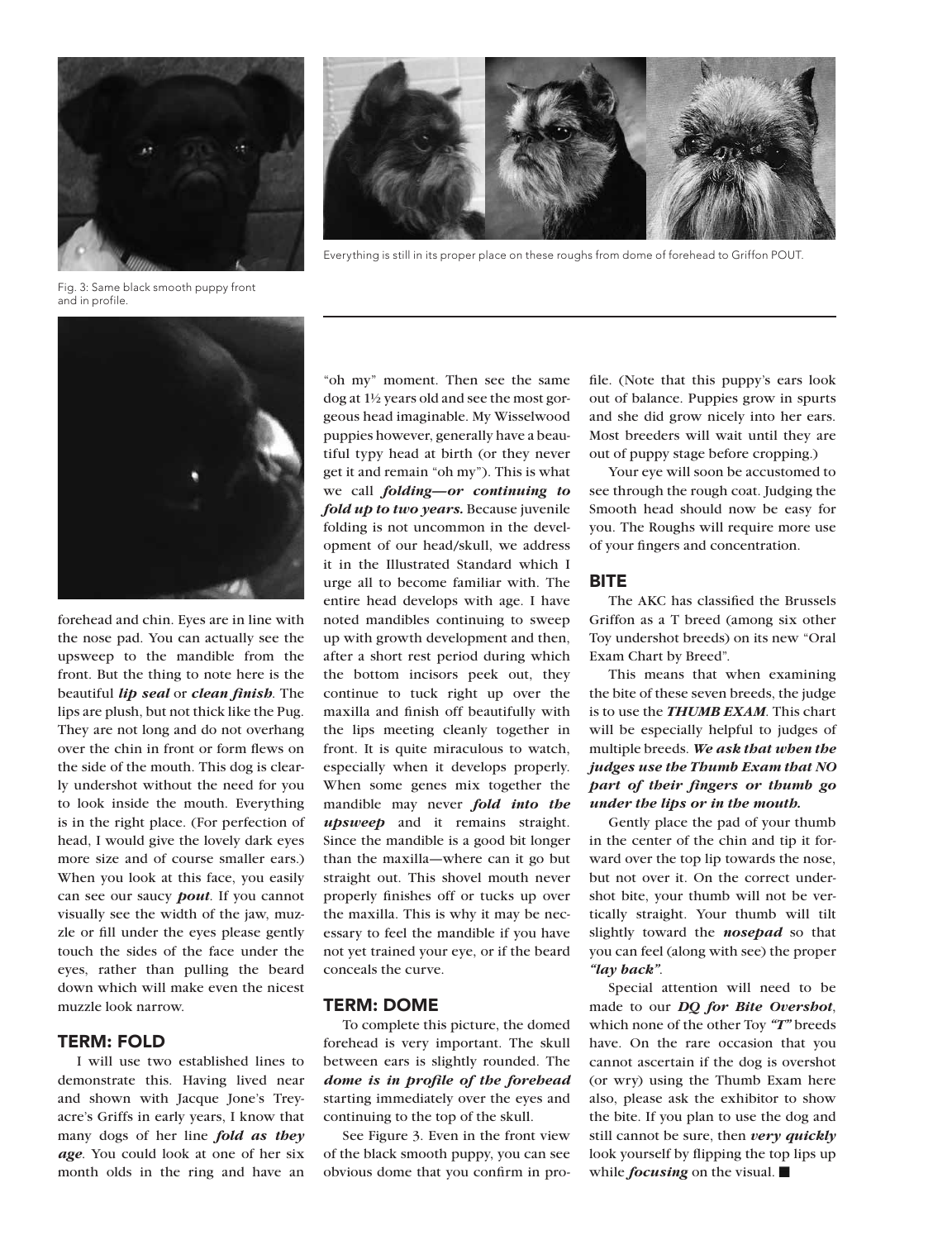Everything is still in its proper place on these roughs from dome of forehead to Griffon POUT.

Fig. 3: Same black smooth puppy front and in profile.

forehead and chin. Eyes are in line with the nose pad. You can actually see the upsweep to the mandible from the front. But the thing to note here is the beautiful ***lip seal*** or ***clean finish***. The lips are plush, but not thick like the Pug. They are not long and do not overhang over the chin in front or form flews on the side of the mouth. This dog is clearly undershot without the need for you to look inside the mouth. Everything is in the right place. (For perfection of head, I would give the lovely dark eyes more size and of course smaller ears.) When you look at this face, you easily can see our saucy ***pout***. If you cannot visually see the width of the jaw, muzzle or fill under the eyes please gently touch the sides of the face under the eyes, rather than pulling the beard down which will make even the nicest muzzle look narrow.

## TERM: FOLD

I will use two established lines to demonstrate this. Having lived near and shown with Jacque Jone's Treyacre's Griffs in early years, I know that many dogs of her line ***fold as they age***. You could look at one of her six month olds in the ring and have an "oh my" moment. Then see the same dog at 1½ years old and see the most gorgeous head imaginable. My Wisselwood puppies however, generally have a beautiful typy head at birth (or they never get it and remain "oh my"). This is what we call ***folding—or continuing to fold up to two years.*** Because juvenile folding is not uncommon in the development of our head/skull, we address it in the Illustrated Standard which I urge all to become familiar with. The entire head develops with age. I have noted mandibles continuing to sweep up with growth development and then, after a short rest period during which the bottom incisors peek out, they continue to tuck right up over the maxilla and finish off beautifully with the lips meeting cleanly together in front. It is quite miraculous to watch, especially when it develops properly. When some genes mix together the mandible may never ***fold into the upsweep*** and it remains straight. Since the mandible is a good bit longer than the maxilla—where can it go but straight out. This shovel mouth never properly finishes off or tucks up over the maxilla. This is why it may be necessary to feel the mandible if you have not yet trained your eye, or if the beard conceals the curve.

## TERM: DOME

To complete this picture, the domed forehead is very important. The skull between ears is slightly rounded. The ***dome is in profile of the forehead*** starting immediately over the eyes and continuing to the top of the skull.

See Figure 3. Even in the front view of the black smooth puppy, you can see obvious dome that you confirm in profile. (Note that this puppy's ears look out of balance. Puppies grow in spurts and she did grow nicely into her ears. Most breeders will wait until they are out of puppy stage before cropping.)

Your eye will soon be accustomed to see through the rough coat. Judging the Smooth head should now be easy for you. The Roughs will require more use of your fingers and concentration.

## BITE

The AKC has classified the Brussels Griffon as a T breed (among six other Toy undershot breeds) on its new "Oral Exam Chart by Breed".

This means that when examining the bite of these seven breeds, the judge is to use the ***THUMB EXAM***. This chart will be especially helpful to judges of multiple breeds. ***We ask that when the judges use the Thumb Exam that NO part of their fingers or thumb go under the lips or in the mouth.***

Gently place the pad of your thumb in the center of the chin and tip it forward over the top lip towards the nose, but not over it. On the correct undershot bite, your thumb will not be vertically straight. Your thumb will tilt slightly toward the ***nosepad*** so that you can feel (along with see) the proper ***"lay back"***.

Special attention will need to be made to our ***DQ for Bite Overshot***, which none of the other Toy ***"T"*** breeds have. On the rare occasion that you cannot ascertain if the dog is overshot (or wry) using the Thumb Exam here also, please ask the exhibitor to show the bite. If you plan to use the dog and still cannot be sure, then ***very quickly*** look yourself by flipping the top lips up while ***focusing*** on the visual. ■